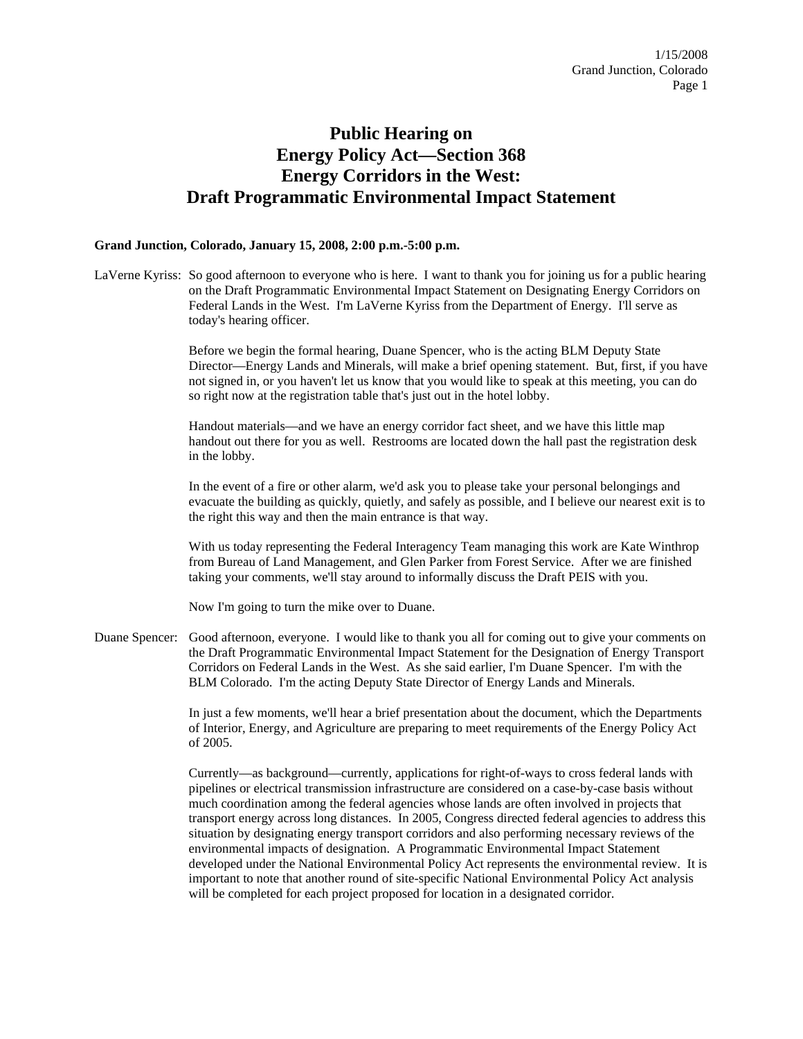# Public Hearing on Energy Policy Act—Section 368 Energy Corridors in the West: Draft Programmatic Environmental Impact Statement

**Grand Junction, Colorado, January 15, 2008, 2:00 p.m.-5:00 p.m.**

LaVerne Kyriss: So good afternoon to everyone who is here. I want to thank you for joining us for a public hearing on the Draft Programmatic Environmental Impact Statement on Designating Energy Corridors on Federal Lands in the West. I'm LaVerne Kyriss from the Department of Energy. I'll serve as today's hearing officer.

Before we begin the formal hearing, Duane Spencer, who is the acting BLM Deputy State Director—Energy Lands and Minerals, will make a brief opening statement. But, first, if you have not signed in, or you haven't let us know that you would like to speak at this meeting, you can do so right now at the registration table that's just out in the hotel lobby.

Handout materials—and we have an energy corridor fact sheet, and we have this little map handout out there for you as well. Restrooms are located down the hall past the registration desk in the lobby.

In the event of a fire or other alarm, we'd ask you to please take your personal belongings and evacuate the building as quickly, quietly, and safely as possible, and I believe our nearest exit is to the right this way and then the main entrance is that way.

With us today representing the Federal Interagency Team managing this work are Kate Winthrop from Bureau of Land Management, and Glen Parker from Forest Service. After we are finished taking your comments, we'll stay around to informally discuss the Draft PEIS with you.

Now I'm going to turn the mike over to Duane.

Duane Spencer: Good afternoon, everyone. I would like to thank you all for coming out to give your comments on the Draft Programmatic Environmental Impact Statement for the Designation of Energy Transport Corridors on Federal Lands in the West. As she said earlier, I'm Duane Spencer. I'm with the BLM Colorado. I'm the acting Deputy State Director of Energy Lands and Minerals.

In just a few moments, we'll hear a brief presentation about the document, which the Departments of Interior, Energy, and Agriculture are preparing to meet requirements of the Energy Policy Act of 2005.

Currently—as background—currently, applications for right-of-ways to cross federal lands with pipelines or electrical transmission infrastructure are considered on a case-by-case basis without much coordination among the federal agencies whose lands are often involved in projects that transport energy across long distances. In 2005, Congress directed federal agencies to address this situation by designating energy transport corridors and also performing necessary reviews of the environmental impacts of designation. A Programmatic Environmental Impact Statement developed under the National Environmental Policy Act represents the environmental review. It is important to note that another round of site-specific National Environmental Policy Act analysis will be completed for each project proposed for location in a designated corridor.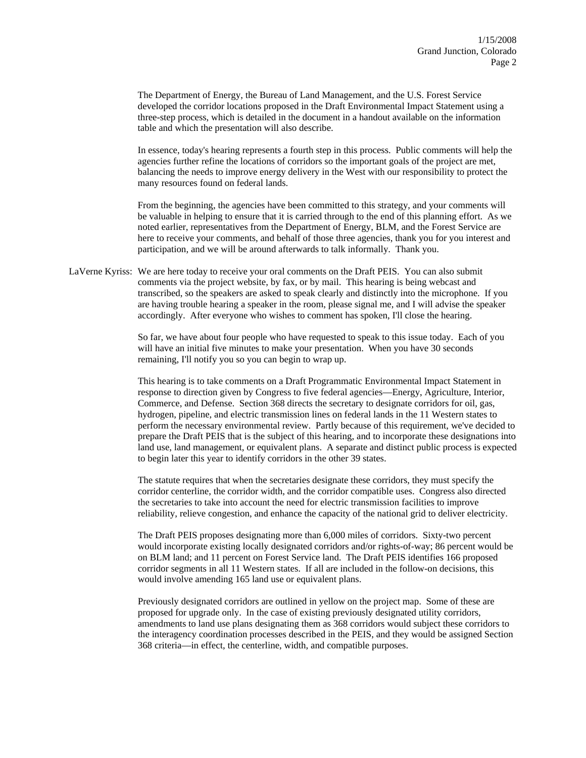The Department of Energy, the Bureau of Land Management, and the U.S. Forest Service developed the corridor locations proposed in the Draft Environmental Impact Statement using a three-step process, which is detailed in the document in a handout available on the information table and which the presentation will also describe.

In essence, today's hearing represents a fourth step in this process. Public comments will help the agencies further refine the locations of corridors so the important goals of the project are met, balancing the needs to improve energy delivery in the West with our responsibility to protect the many resources found on federal lands.

From the beginning, the agencies have been committed to this strategy, and your comments will be valuable in helping to ensure that it is carried through to the end of this planning effort. As we noted earlier, representatives from the Department of Energy, BLM, and the Forest Service are here to receive your comments, and behalf of those three agencies, thank you for you interest and participation, and we will be around afterwards to talk informally. Thank you.

LaVerne Kyriss: We are here today to receive your oral comments on the Draft PEIS. You can also submit comments via the project website, by fax, or by mail. This hearing is being webcast and transcribed, so the speakers are asked to speak clearly and distinctly into the microphone. If you are having trouble hearing a speaker in the room, please signal me, and I will advise the speaker accordingly. After everyone who wishes to comment has spoken, I'll close the hearing.

So far, we have about four people who have requested to speak to this issue today. Each of you will have an initial five minutes to make your presentation. When you have 30 seconds remaining, I'll notify you so you can begin to wrap up.

This hearing is to take comments on a Draft Programmatic Environmental Impact Statement in response to direction given by Congress to five federal agencies—Energy, Agriculture, Interior, Commerce, and Defense. Section 368 directs the secretary to designate corridors for oil, gas, hydrogen, pipeline, and electric transmission lines on federal lands in the 11 Western states to perform the necessary environmental review. Partly because of this requirement, we've decided to prepare the Draft PEIS that is the subject of this hearing, and to incorporate these designations into land use, land management, or equivalent plans. A separate and distinct public process is expected to begin later this year to identify corridors in the other 39 states.

The statute requires that when the secretaries designate these corridors, they must specify the corridor centerline, the corridor width, and the corridor compatible uses. Congress also directed the secretaries to take into account the need for electric transmission facilities to improve reliability, relieve congestion, and enhance the capacity of the national grid to deliver electricity.

The Draft PEIS proposes designating more than 6,000 miles of corridors. Sixty-two percent would incorporate existing locally designated corridors and/or rights-of-way; 86 percent would be on BLM land; and 11 percent on Forest Service land. The Draft PEIS identifies 166 proposed corridor segments in all 11 Western states. If all are included in the follow-on decisions, this would involve amending 165 land use or equivalent plans.

Previously designated corridors are outlined in yellow on the project map. Some of these are proposed for upgrade only. In the case of existing previously designated utility corridors, amendments to land use plans designating them as 368 corridors would subject these corridors to the interagency coordination processes described in the PEIS, and they would be assigned Section 368 criteria—in effect, the centerline, width, and compatible purposes.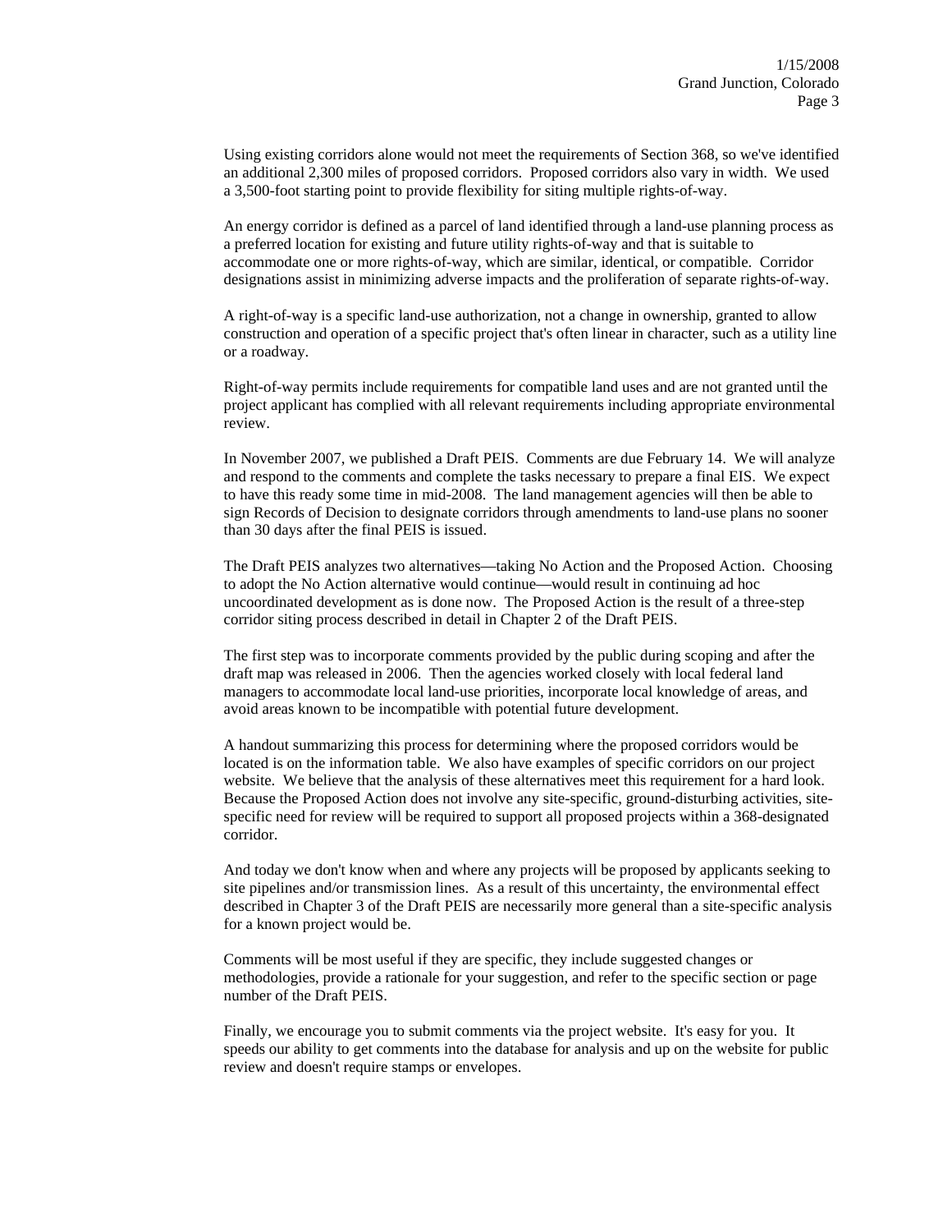Using existing corridors alone would not meet the requirements of Section 368, so we've identified an additional 2,300 miles of proposed corridors. Proposed corridors also vary in width. We used a 3,500-foot starting point to provide flexibility for siting multiple rights-of-way.

An energy corridor is defined as a parcel of land identified through a land-use planning process as a preferred location for existing and future utility rights-of-way and that is suitable to accommodate one or more rights-of-way, which are similar, identical, or compatible. Corridor designations assist in minimizing adverse impacts and the proliferation of separate rights-of-way.

A right-of-way is a specific land-use authorization, not a change in ownership, granted to allow construction and operation of a specific project that's often linear in character, such as a utility line or a roadway.

Right-of-way permits include requirements for compatible land uses and are not granted until the project applicant has complied with all relevant requirements including appropriate environmental review.

In November 2007, we published a Draft PEIS. Comments are due February 14. We will analyze and respond to the comments and complete the tasks necessary to prepare a final EIS. We expect to have this ready some time in mid-2008. The land management agencies will then be able to sign Records of Decision to designate corridors through amendments to land-use plans no sooner than 30 days after the final PEIS is issued.

The Draft PEIS analyzes two alternatives—taking No Action and the Proposed Action. Choosing to adopt the No Action alternative would continue—would result in continuing ad hoc uncoordinated development as is done now. The Proposed Action is the result of a three-step corridor siting process described in detail in Chapter 2 of the Draft PEIS.

The first step was to incorporate comments provided by the public during scoping and after the draft map was released in 2006. Then the agencies worked closely with local federal land managers to accommodate local land-use priorities, incorporate local knowledge of areas, and avoid areas known to be incompatible with potential future development.

A handout summarizing this process for determining where the proposed corridors would be located is on the information table. We also have examples of specific corridors on our project website. We believe that the analysis of these alternatives meet this requirement for a hard look. Because the Proposed Action does not involve any site-specific, ground-disturbing activities, site-specific need for review will be required to support all proposed projects within a 368-designated corridor.

And today we don't know when and where any projects will be proposed by applicants seeking to site pipelines and/or transmission lines. As a result of this uncertainty, the environmental effect described in Chapter 3 of the Draft PEIS are necessarily more general than a site-specific analysis for a known project would be.

Comments will be most useful if they are specific, they include suggested changes or methodologies, provide a rationale for your suggestion, and refer to the specific section or page number of the Draft PEIS.

Finally, we encourage you to submit comments via the project website. It's easy for you. It speeds our ability to get comments into the database for analysis and up on the website for public review and doesn't require stamps or envelopes.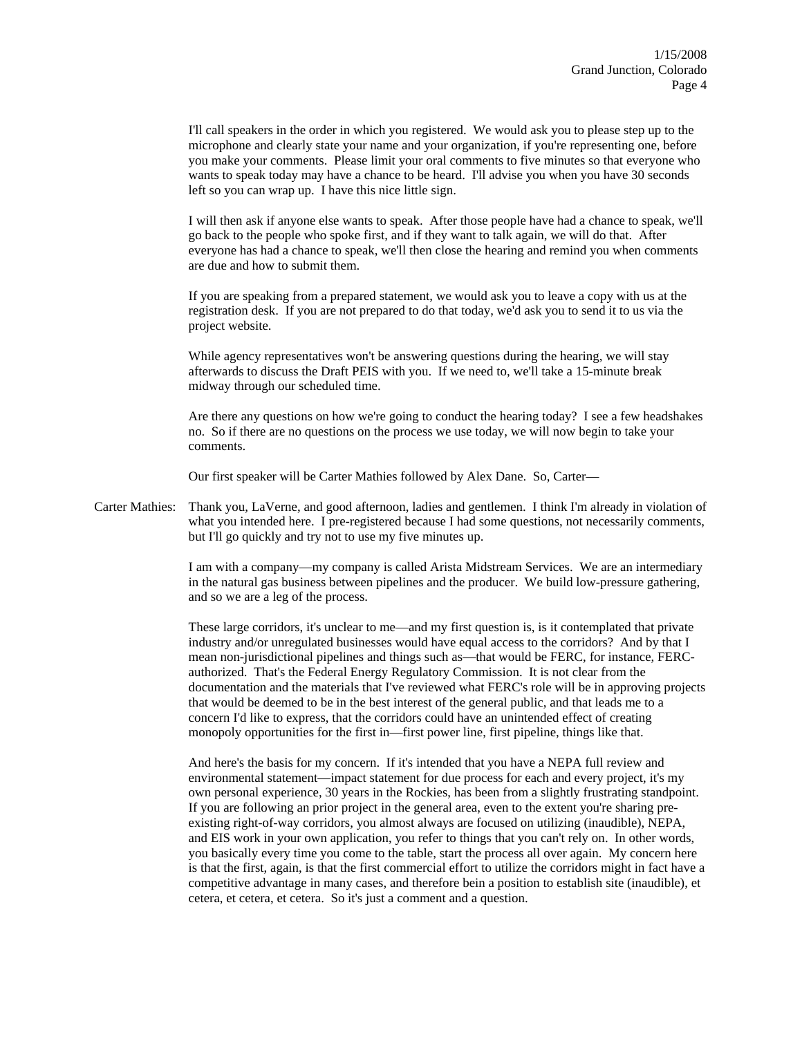I'll call speakers in the order in which you registered. We would ask you to please step up to the microphone and clearly state your name and your organization, if you're representing one, before you make your comments. Please limit your oral comments to five minutes so that everyone who wants to speak today may have a chance to be heard. I'll advise you when you have 30 seconds left so you can wrap up. I have this nice little sign.

I will then ask if anyone else wants to speak. After those people have had a chance to speak, we'll go back to the people who spoke first, and if they want to talk again, we will do that. After everyone has had a chance to speak, we'll then close the hearing and remind you when comments are due and how to submit them.

If you are speaking from a prepared statement, we would ask you to leave a copy with us at the registration desk. If you are not prepared to do that today, we'd ask you to send it to us via the project website.

While agency representatives won't be answering questions during the hearing, we will stay afterwards to discuss the Draft PEIS with you. If we need to, we'll take a 15-minute break midway through our scheduled time.

Are there any questions on how we're going to conduct the hearing today? I see a few headshakes no. So if there are no questions on the process we use today, we will now begin to take your comments.

Our first speaker will be Carter Mathies followed by Alex Dane. So, Carter—

Carter Mathies: Thank you, LaVerne, and good afternoon, ladies and gentlemen. I think I'm already in violation of what you intended here. I pre-registered because I had some questions, not necessarily comments, but I'll go quickly and try not to use my five minutes up.

I am with a company—my company is called Arista Midstream Services. We are an intermediary in the natural gas business between pipelines and the producer. We build low-pressure gathering, and so we are a leg of the process.

These large corridors, it's unclear to me—and my first question is, is it contemplated that private industry and/or unregulated businesses would have equal access to the corridors? And by that I mean non-jurisdictional pipelines and things such as—that would be FERC, for instance, FERC-authorized. That's the Federal Energy Regulatory Commission. It is not clear from the documentation and the materials that I've reviewed what FERC's role will be in approving projects that would be deemed to be in the best interest of the general public, and that leads me to a concern I'd like to express, that the corridors could have an unintended effect of creating monopoly opportunities for the first in—first power line, first pipeline, things like that.

And here's the basis for my concern. If it's intended that you have a NEPA full review and environmental statement—impact statement for due process for each and every project, it's my own personal experience, 30 years in the Rockies, has been from a slightly frustrating standpoint. If you are following an prior project in the general area, even to the extent you're sharing pre-existing right-of-way corridors, you almost always are focused on utilizing (inaudible), NEPA, and EIS work in your own application, you refer to things that you can't rely on. In other words, you basically every time you come to the table, start the process all over again. My concern here is that the first, again, is that the first commercial effort to utilize the corridors might in fact have a competitive advantage in many cases, and therefore bein a position to establish site (inaudible), et cetera, et cetera, et cetera. So it's just a comment and a question.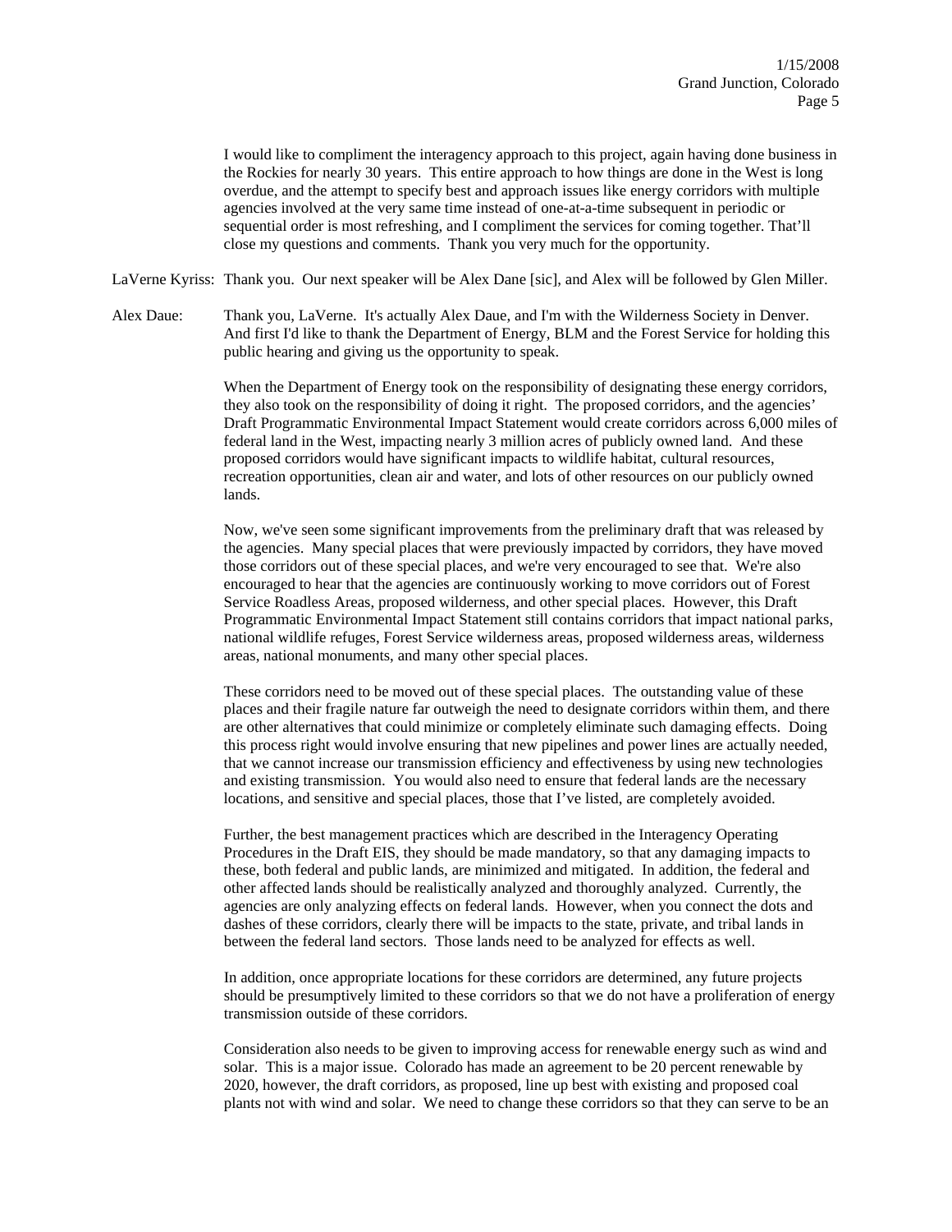I would like to compliment the interagency approach to this project, again having done business in the Rockies for nearly 30 years. This entire approach to how things are done in the West is long overdue, and the attempt to specify best and approach issues like energy corridors with multiple agencies involved at the very same time instead of one-at-a-time subsequent in periodic or sequential order is most refreshing, and I compliment the services for coming together. That'll close my questions and comments. Thank you very much for the opportunity.

LaVerne Kyriss: Thank you. Our next speaker will be Alex Dane [sic], and Alex will be followed by Glen Miller.

Alex Daue: Thank you, LaVerne. It's actually Alex Daue, and I'm with the Wilderness Society in Denver. And first I'd like to thank the Department of Energy, BLM and the Forest Service for holding this public hearing and giving us the opportunity to speak.

When the Department of Energy took on the responsibility of designating these energy corridors, they also took on the responsibility of doing it right. The proposed corridors, and the agencies' Draft Programmatic Environmental Impact Statement would create corridors across 6,000 miles of federal land in the West, impacting nearly 3 million acres of publicly owned land. And these proposed corridors would have significant impacts to wildlife habitat, cultural resources, recreation opportunities, clean air and water, and lots of other resources on our publicly owned lands.

Now, we've seen some significant improvements from the preliminary draft that was released by the agencies. Many special places that were previously impacted by corridors, they have moved those corridors out of these special places, and we're very encouraged to see that. We're also encouraged to hear that the agencies are continuously working to move corridors out of Forest Service Roadless Areas, proposed wilderness, and other special places. However, this Draft Programmatic Environmental Impact Statement still contains corridors that impact national parks, national wildlife refuges, Forest Service wilderness areas, proposed wilderness areas, wilderness areas, national monuments, and many other special places.

These corridors need to be moved out of these special places. The outstanding value of these places and their fragile nature far outweigh the need to designate corridors within them, and there are other alternatives that could minimize or completely eliminate such damaging effects. Doing this process right would involve ensuring that new pipelines and power lines are actually needed, that we cannot increase our transmission efficiency and effectiveness by using new technologies and existing transmission. You would also need to ensure that federal lands are the necessary locations, and sensitive and special places, those that I've listed, are completely avoided.

Further, the best management practices which are described in the Interagency Operating Procedures in the Draft EIS, they should be made mandatory, so that any damaging impacts to these, both federal and public lands, are minimized and mitigated. In addition, the federal and other affected lands should be realistically analyzed and thoroughly analyzed. Currently, the agencies are only analyzing effects on federal lands. However, when you connect the dots and dashes of these corridors, clearly there will be impacts to the state, private, and tribal lands in between the federal land sectors. Those lands need to be analyzed for effects as well.

In addition, once appropriate locations for these corridors are determined, any future projects should be presumptively limited to these corridors so that we do not have a proliferation of energy transmission outside of these corridors.

Consideration also needs to be given to improving access for renewable energy such as wind and solar. This is a major issue. Colorado has made an agreement to be 20 percent renewable by 2020, however, the draft corridors, as proposed, line up best with existing and proposed coal plants not with wind and solar. We need to change these corridors so that they can serve to be an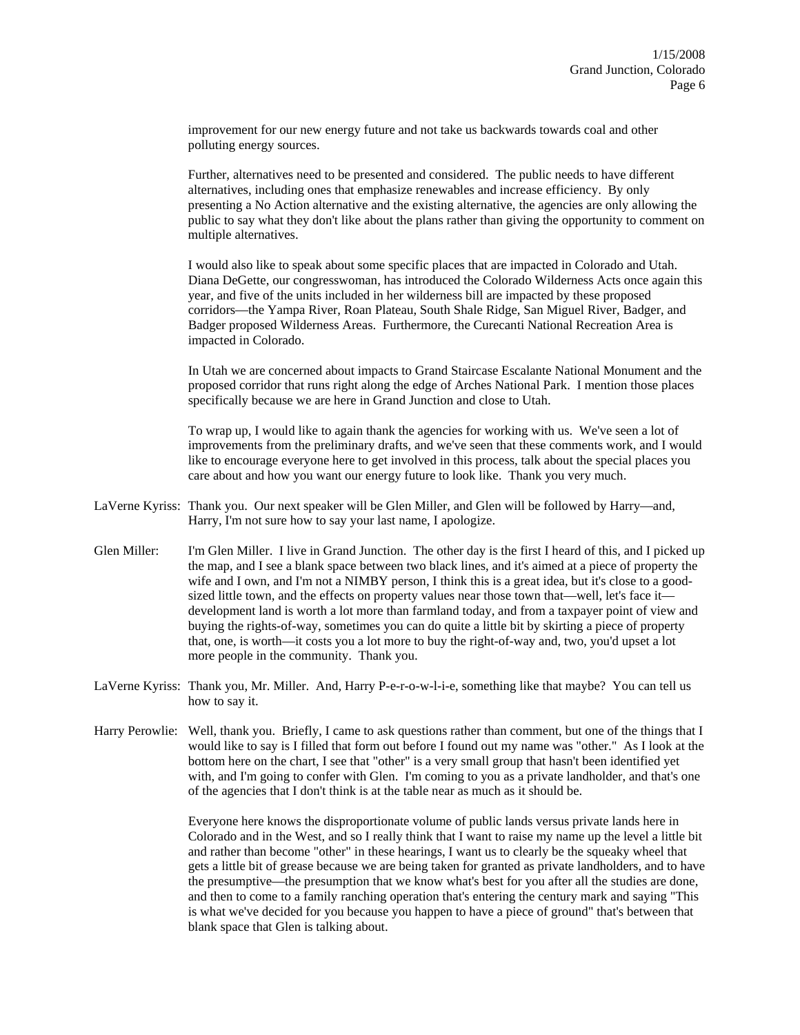improvement for our new energy future and not take us backwards towards coal and other polluting energy sources.

Further, alternatives need to be presented and considered. The public needs to have different alternatives, including ones that emphasize renewables and increase efficiency. By only presenting a No Action alternative and the existing alternative, the agencies are only allowing the public to say what they don't like about the plans rather than giving the opportunity to comment on multiple alternatives.

I would also like to speak about some specific places that are impacted in Colorado and Utah. Diana DeGette, our congresswoman, has introduced the Colorado Wilderness Acts once again this year, and five of the units included in her wilderness bill are impacted by these proposed corridors—the Yampa River, Roan Plateau, South Shale Ridge, San Miguel River, Badger, and Badger proposed Wilderness Areas. Furthermore, the Curecanti National Recreation Area is impacted in Colorado.

In Utah we are concerned about impacts to Grand Staircase Escalante National Monument and the proposed corridor that runs right along the edge of Arches National Park. I mention those places specifically because we are here in Grand Junction and close to Utah.

To wrap up, I would like to again thank the agencies for working with us. We've seen a lot of improvements from the preliminary drafts, and we've seen that these comments work, and I would like to encourage everyone here to get involved in this process, talk about the special places you care about and how you want our energy future to look like. Thank you very much.

LaVerne Kyriss: Thank you. Our next speaker will be Glen Miller, and Glen will be followed by Harry—and, Harry, I'm not sure how to say your last name, I apologize.

Glen Miller: I'm Glen Miller. I live in Grand Junction. The other day is the first I heard of this, and I picked up the map, and I see a blank space between two black lines, and it's aimed at a piece of property the wife and I own, and I'm not a NIMBY person, I think this is a great idea, but it's close to a good-sized little town, and the effects on property values near those town that—well, let's face it—development land is worth a lot more than farmland today, and from a taxpayer point of view and buying the rights-of-way, sometimes you can do quite a little bit by skirting a piece of property that, one, is worth—it costs you a lot more to buy the right-of-way and, two, you'd upset a lot more people in the community. Thank you.

LaVerne Kyriss: Thank you, Mr. Miller. And, Harry P-e-r-o-w-l-i-e, something like that maybe? You can tell us how to say it.

Harry Perowlie: Well, thank you. Briefly, I came to ask questions rather than comment, but one of the things that I would like to say is I filled that form out before I found out my name was "other." As I look at the bottom here on the chart, I see that "other" is a very small group that hasn't been identified yet with, and I'm going to confer with Glen. I'm coming to you as a private landholder, and that's one of the agencies that I don't think is at the table near as much as it should be.

Everyone here knows the disproportionate volume of public lands versus private lands here in Colorado and in the West, and so I really think that I want to raise my name up the level a little bit and rather than become "other" in these hearings, I want us to clearly be the squeaky wheel that gets a little bit of grease because we are being taken for granted as private landholders, and to have the presumptive—the presumption that we know what's best for you after all the studies are done, and then to come to a family ranching operation that's entering the century mark and saying "This is what we've decided for you because you happen to have a piece of ground" that's between that blank space that Glen is talking about.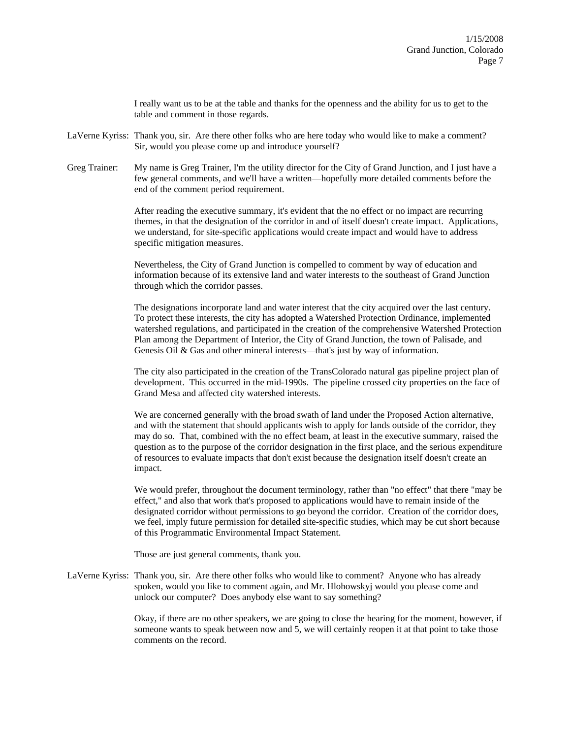I really want us to be at the table and thanks for the openness and the ability for us to get to the table and comment in those regards.

LaVerne Kyriss: Thank you, sir. Are there other folks who are here today who would like to make a comment? Sir, would you please come up and introduce yourself?

Greg Trainer: My name is Greg Trainer, I'm the utility director for the City of Grand Junction, and I just have a few general comments, and we'll have a written—hopefully more detailed comments before the end of the comment period requirement.

After reading the executive summary, it's evident that the no effect or no impact are recurring themes, in that the designation of the corridor in and of itself doesn't create impact. Applications, we understand, for site-specific applications would create impact and would have to address specific mitigation measures.

Nevertheless, the City of Grand Junction is compelled to comment by way of education and information because of its extensive land and water interests to the southeast of Grand Junction through which the corridor passes.

The designations incorporate land and water interest that the city acquired over the last century. To protect these interests, the city has adopted a Watershed Protection Ordinance, implemented watershed regulations, and participated in the creation of the comprehensive Watershed Protection Plan among the Department of Interior, the City of Grand Junction, the town of Palisade, and Genesis Oil & Gas and other mineral interests—that's just by way of information.

The city also participated in the creation of the TransColorado natural gas pipeline project plan of development. This occurred in the mid-1990s. The pipeline crossed city properties on the face of Grand Mesa and affected city watershed interests.

We are concerned generally with the broad swath of land under the Proposed Action alternative, and with the statement that should applicants wish to apply for lands outside of the corridor, they may do so. That, combined with the no effect beam, at least in the executive summary, raised the question as to the purpose of the corridor designation in the first place, and the serious expenditure of resources to evaluate impacts that don't exist because the designation itself doesn't create an impact.

We would prefer, throughout the document terminology, rather than "no effect" that there "may be effect," and also that work that's proposed to applications would have to remain inside of the designated corridor without permissions to go beyond the corridor. Creation of the corridor does, we feel, imply future permission for detailed site-specific studies, which may be cut short because of this Programmatic Environmental Impact Statement.

Those are just general comments, thank you.

LaVerne Kyriss: Thank you, sir. Are there other folks who would like to comment? Anyone who has already spoken, would you like to comment again, and Mr. Hlohowskyj would you please come and unlock our computer? Does anybody else want to say something?

Okay, if there are no other speakers, we are going to close the hearing for the moment, however, if someone wants to speak between now and 5, we will certainly reopen it at that point to take those comments on the record.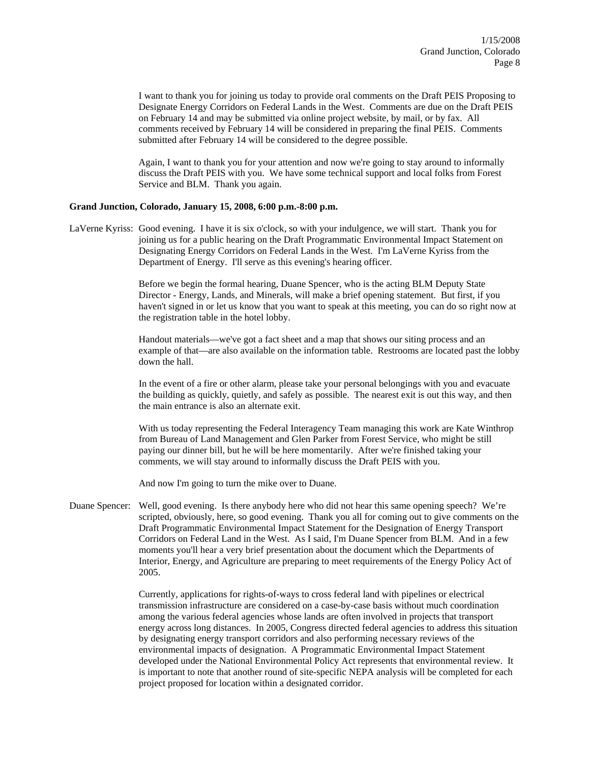I want to thank you for joining us today to provide oral comments on the Draft PEIS Proposing to Designate Energy Corridors on Federal Lands in the West. Comments are due on the Draft PEIS on February 14 and may be submitted via online project website, by mail, or by fax. All comments received by February 14 will be considered in preparing the final PEIS. Comments submitted after February 14 will be considered to the degree possible.

Again, I want to thank you for your attention and now we're going to stay around to informally discuss the Draft PEIS with you. We have some technical support and local folks from Forest Service and BLM. Thank you again.

**Grand Junction, Colorado, January 15, 2008, 6:00 p.m.-8:00 p.m.**

LaVerne Kyriss: Good evening. I have it is six o'clock, so with your indulgence, we will start. Thank you for joining us for a public hearing on the Draft Programmatic Environmental Impact Statement on Designating Energy Corridors on Federal Lands in the West. I'm LaVerne Kyriss from the Department of Energy. I'll serve as this evening's hearing officer.

Before we begin the formal hearing, Duane Spencer, who is the acting BLM Deputy State Director - Energy, Lands, and Minerals, will make a brief opening statement. But first, if you haven't signed in or let us know that you want to speak at this meeting, you can do so right now at the registration table in the hotel lobby.

Handout materials—we've got a fact sheet and a map that shows our siting process and an example of that—are also available on the information table. Restrooms are located past the lobby down the hall.

In the event of a fire or other alarm, please take your personal belongings with you and evacuate the building as quickly, quietly, and safely as possible. The nearest exit is out this way, and then the main entrance is also an alternate exit.

With us today representing the Federal Interagency Team managing this work are Kate Winthrop from Bureau of Land Management and Glen Parker from Forest Service, who might be still paying our dinner bill, but he will be here momentarily. After we're finished taking your comments, we will stay around to informally discuss the Draft PEIS with you.

And now I'm going to turn the mike over to Duane.

Duane Spencer: Well, good evening. Is there anybody here who did not hear this same opening speech? We're scripted, obviously, here, so good evening. Thank you all for coming out to give comments on the Draft Programmatic Environmental Impact Statement for the Designation of Energy Transport Corridors on Federal Land in the West. As I said, I'm Duane Spencer from BLM. And in a few moments you'll hear a very brief presentation about the document which the Departments of Interior, Energy, and Agriculture are preparing to meet requirements of the Energy Policy Act of 2005.

Currently, applications for rights-of-ways to cross federal land with pipelines or electrical transmission infrastructure are considered on a case-by-case basis without much coordination among the various federal agencies whose lands are often involved in projects that transport energy across long distances. In 2005, Congress directed federal agencies to address this situation by designating energy transport corridors and also performing necessary reviews of the environmental impacts of designation. A Programmatic Environmental Impact Statement developed under the National Environmental Policy Act represents that environmental review. It is important to note that another round of site-specific NEPA analysis will be completed for each project proposed for location within a designated corridor.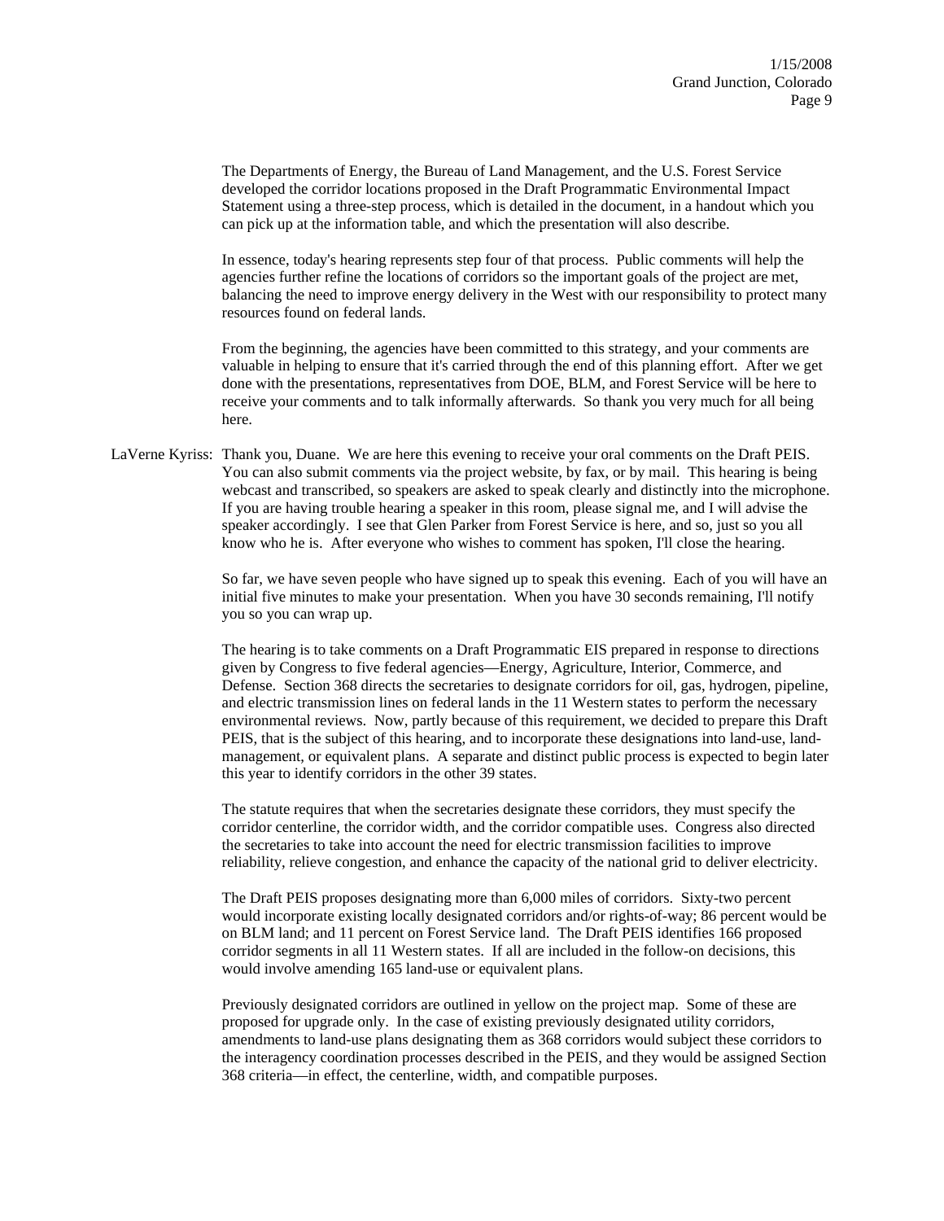The Departments of Energy, the Bureau of Land Management, and the U.S. Forest Service developed the corridor locations proposed in the Draft Programmatic Environmental Impact Statement using a three-step process, which is detailed in the document, in a handout which you can pick up at the information table, and which the presentation will also describe.

In essence, today's hearing represents step four of that process. Public comments will help the agencies further refine the locations of corridors so the important goals of the project are met, balancing the need to improve energy delivery in the West with our responsibility to protect many resources found on federal lands.

From the beginning, the agencies have been committed to this strategy, and your comments are valuable in helping to ensure that it's carried through the end of this planning effort. After we get done with the presentations, representatives from DOE, BLM, and Forest Service will be here to receive your comments and to talk informally afterwards. So thank you very much for all being here.

LaVerne Kyriss: Thank you, Duane. We are here this evening to receive your oral comments on the Draft PEIS. You can also submit comments via the project website, by fax, or by mail. This hearing is being webcast and transcribed, so speakers are asked to speak clearly and distinctly into the microphone. If you are having trouble hearing a speaker in this room, please signal me, and I will advise the speaker accordingly. I see that Glen Parker from Forest Service is here, and so, just so you all know who he is. After everyone who wishes to comment has spoken, I'll close the hearing.

So far, we have seven people who have signed up to speak this evening. Each of you will have an initial five minutes to make your presentation. When you have 30 seconds remaining, I'll notify you so you can wrap up.

The hearing is to take comments on a Draft Programmatic EIS prepared in response to directions given by Congress to five federal agencies—Energy, Agriculture, Interior, Commerce, and Defense. Section 368 directs the secretaries to designate corridors for oil, gas, hydrogen, pipeline, and electric transmission lines on federal lands in the 11 Western states to perform the necessary environmental reviews. Now, partly because of this requirement, we decided to prepare this Draft PEIS, that is the subject of this hearing, and to incorporate these designations into land-use, land-management, or equivalent plans. A separate and distinct public process is expected to begin later this year to identify corridors in the other 39 states.

The statute requires that when the secretaries designate these corridors, they must specify the corridor centerline, the corridor width, and the corridor compatible uses. Congress also directed the secretaries to take into account the need for electric transmission facilities to improve reliability, relieve congestion, and enhance the capacity of the national grid to deliver electricity.

The Draft PEIS proposes designating more than 6,000 miles of corridors. Sixty-two percent would incorporate existing locally designated corridors and/or rights-of-way; 86 percent would be on BLM land; and 11 percent on Forest Service land. The Draft PEIS identifies 166 proposed corridor segments in all 11 Western states. If all are included in the follow-on decisions, this would involve amending 165 land-use or equivalent plans.

Previously designated corridors are outlined in yellow on the project map. Some of these are proposed for upgrade only. In the case of existing previously designated utility corridors, amendments to land-use plans designating them as 368 corridors would subject these corridors to the interagency coordination processes described in the PEIS, and they would be assigned Section 368 criteria—in effect, the centerline, width, and compatible purposes.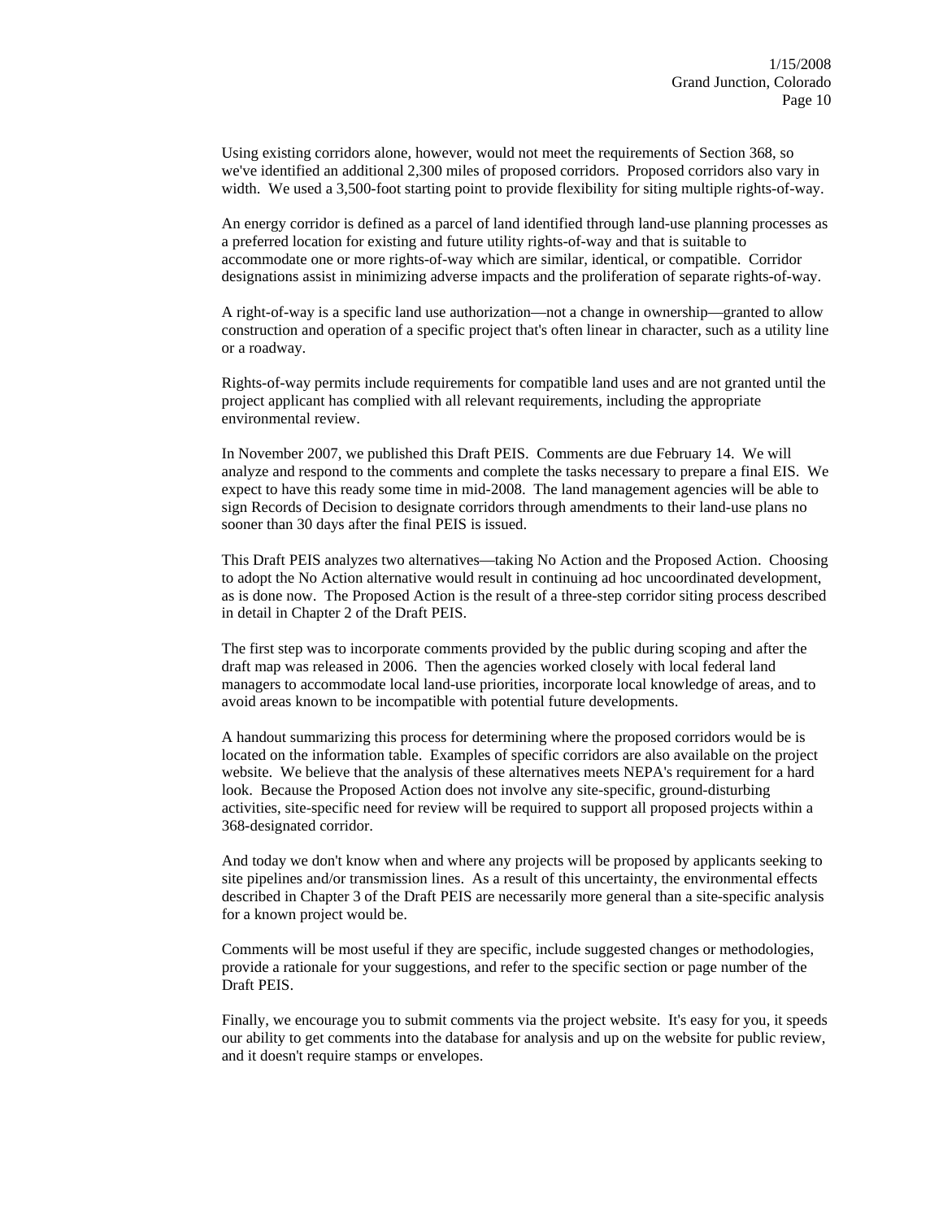Using existing corridors alone, however, would not meet the requirements of Section 368, so we've identified an additional 2,300 miles of proposed corridors. Proposed corridors also vary in width. We used a 3,500-foot starting point to provide flexibility for siting multiple rights-of-way.

An energy corridor is defined as a parcel of land identified through land-use planning processes as a preferred location for existing and future utility rights-of-way and that is suitable to accommodate one or more rights-of-way which are similar, identical, or compatible. Corridor designations assist in minimizing adverse impacts and the proliferation of separate rights-of-way.

A right-of-way is a specific land use authorization—not a change in ownership—granted to allow construction and operation of a specific project that's often linear in character, such as a utility line or a roadway.

Rights-of-way permits include requirements for compatible land uses and are not granted until the project applicant has complied with all relevant requirements, including the appropriate environmental review.

In November 2007, we published this Draft PEIS. Comments are due February 14. We will analyze and respond to the comments and complete the tasks necessary to prepare a final EIS. We expect to have this ready some time in mid-2008. The land management agencies will be able to sign Records of Decision to designate corridors through amendments to their land-use plans no sooner than 30 days after the final PEIS is issued.

This Draft PEIS analyzes two alternatives—taking No Action and the Proposed Action. Choosing to adopt the No Action alternative would result in continuing ad hoc uncoordinated development, as is done now. The Proposed Action is the result of a three-step corridor siting process described in detail in Chapter 2 of the Draft PEIS.

The first step was to incorporate comments provided by the public during scoping and after the draft map was released in 2006. Then the agencies worked closely with local federal land managers to accommodate local land-use priorities, incorporate local knowledge of areas, and to avoid areas known to be incompatible with potential future developments.

A handout summarizing this process for determining where the proposed corridors would be is located on the information table. Examples of specific corridors are also available on the project website. We believe that the analysis of these alternatives meets NEPA's requirement for a hard look. Because the Proposed Action does not involve any site-specific, ground-disturbing activities, site-specific need for review will be required to support all proposed projects within a 368-designated corridor.

And today we don't know when and where any projects will be proposed by applicants seeking to site pipelines and/or transmission lines. As a result of this uncertainty, the environmental effects described in Chapter 3 of the Draft PEIS are necessarily more general than a site-specific analysis for a known project would be.

Comments will be most useful if they are specific, include suggested changes or methodologies, provide a rationale for your suggestions, and refer to the specific section or page number of the Draft PEIS.

Finally, we encourage you to submit comments via the project website. It's easy for you, it speeds our ability to get comments into the database for analysis and up on the website for public review, and it doesn't require stamps or envelopes.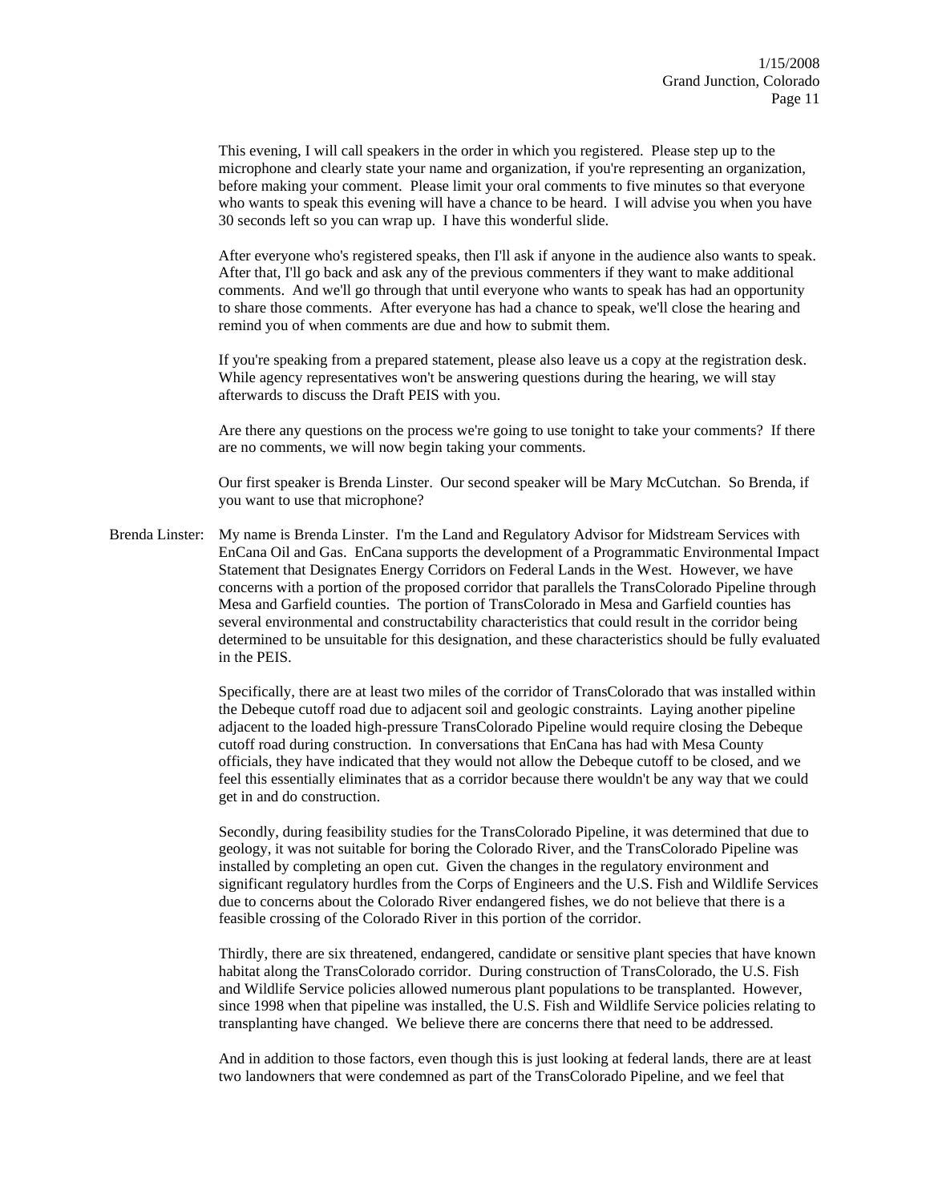This evening, I will call speakers in the order in which you registered. Please step up to the microphone and clearly state your name and organization, if you're representing an organization, before making your comment. Please limit your oral comments to five minutes so that everyone who wants to speak this evening will have a chance to be heard. I will advise you when you have 30 seconds left so you can wrap up. I have this wonderful slide.

After everyone who's registered speaks, then I'll ask if anyone in the audience also wants to speak. After that, I'll go back and ask any of the previous commenters if they want to make additional comments. And we'll go through that until everyone who wants to speak has had an opportunity to share those comments. After everyone has had a chance to speak, we'll close the hearing and remind you of when comments are due and how to submit them.

If you're speaking from a prepared statement, please also leave us a copy at the registration desk. While agency representatives won't be answering questions during the hearing, we will stay afterwards to discuss the Draft PEIS with you.

Are there any questions on the process we're going to use tonight to take your comments? If there are no comments, we will now begin taking your comments.

Our first speaker is Brenda Linster. Our second speaker will be Mary McCutchan. So Brenda, if you want to use that microphone?

Brenda Linster: My name is Brenda Linster. I'm the Land and Regulatory Advisor for Midstream Services with EnCana Oil and Gas. EnCana supports the development of a Programmatic Environmental Impact Statement that Designates Energy Corridors on Federal Lands in the West. However, we have concerns with a portion of the proposed corridor that parallels the TransColorado Pipeline through Mesa and Garfield counties. The portion of TransColorado in Mesa and Garfield counties has several environmental and constructability characteristics that could result in the corridor being determined to be unsuitable for this designation, and these characteristics should be fully evaluated in the PEIS.

Specifically, there are at least two miles of the corridor of TransColorado that was installed within the Debeque cutoff road due to adjacent soil and geologic constraints. Laying another pipeline adjacent to the loaded high-pressure TransColorado Pipeline would require closing the Debeque cutoff road during construction. In conversations that EnCana has had with Mesa County officials, they have indicated that they would not allow the Debeque cutoff to be closed, and we feel this essentially eliminates that as a corridor because there wouldn't be any way that we could get in and do construction.

Secondly, during feasibility studies for the TransColorado Pipeline, it was determined that due to geology, it was not suitable for boring the Colorado River, and the TransColorado Pipeline was installed by completing an open cut. Given the changes in the regulatory environment and significant regulatory hurdles from the Corps of Engineers and the U.S. Fish and Wildlife Services due to concerns about the Colorado River endangered fishes, we do not believe that there is a feasible crossing of the Colorado River in this portion of the corridor.

Thirdly, there are six threatened, endangered, candidate or sensitive plant species that have known habitat along the TransColorado corridor. During construction of TransColorado, the U.S. Fish and Wildlife Service policies allowed numerous plant populations to be transplanted. However, since 1998 when that pipeline was installed, the U.S. Fish and Wildlife Service policies relating to transplanting have changed. We believe there are concerns there that need to be addressed.

And in addition to those factors, even though this is just looking at federal lands, there are at least two landowners that were condemned as part of the TransColorado Pipeline, and we feel that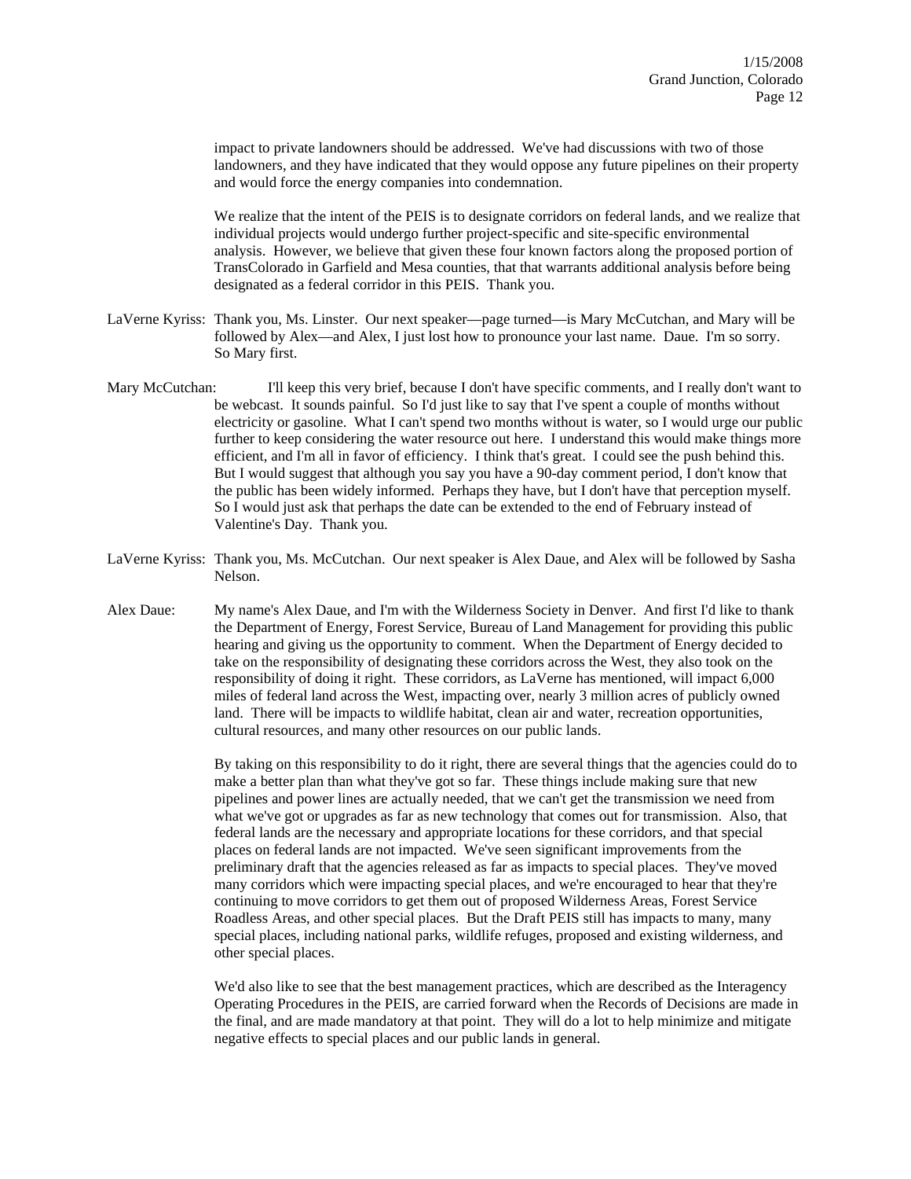impact to private landowners should be addressed. We've had discussions with two of those landowners, and they have indicated that they would oppose any future pipelines on their property and would force the energy companies into condemnation.

We realize that the intent of the PEIS is to designate corridors on federal lands, and we realize that individual projects would undergo further project-specific and site-specific environmental analysis. However, we believe that given these four known factors along the proposed portion of TransColorado in Garfield and Mesa counties, that that warrants additional analysis before being designated as a federal corridor in this PEIS. Thank you.

LaVerne Kyriss: Thank you, Ms. Linster. Our next speaker—page turned—is Mary McCutchan, and Mary will be followed by Alex—and Alex, I just lost how to pronounce your last name. Daue. I'm so sorry. So Mary first.

Mary McCutchan: I'll keep this very brief, because I don't have specific comments, and I really don't want to be webcast. It sounds painful. So I'd just like to say that I've spent a couple of months without electricity or gasoline. What I can't spend two months without is water, so I would urge our public further to keep considering the water resource out here. I understand this would make things more efficient, and I'm all in favor of efficiency. I think that's great. I could see the push behind this. But I would suggest that although you say you have a 90-day comment period, I don't know that the public has been widely informed. Perhaps they have, but I don't have that perception myself. So I would just ask that perhaps the date can be extended to the end of February instead of Valentine's Day. Thank you.

LaVerne Kyriss: Thank you, Ms. McCutchan. Our next speaker is Alex Daue, and Alex will be followed by Sasha Nelson.

Alex Daue: My name's Alex Daue, and I'm with the Wilderness Society in Denver. And first I'd like to thank the Department of Energy, Forest Service, Bureau of Land Management for providing this public hearing and giving us the opportunity to comment. When the Department of Energy decided to take on the responsibility of designating these corridors across the West, they also took on the responsibility of doing it right. These corridors, as LaVerne has mentioned, will impact 6,000 miles of federal land across the West, impacting over, nearly 3 million acres of publicly owned land. There will be impacts to wildlife habitat, clean air and water, recreation opportunities, cultural resources, and many other resources on our public lands.

By taking on this responsibility to do it right, there are several things that the agencies could do to make a better plan than what they've got so far. These things include making sure that new pipelines and power lines are actually needed, that we can't get the transmission we need from what we've got or upgrades as far as new technology that comes out for transmission. Also, that federal lands are the necessary and appropriate locations for these corridors, and that special places on federal lands are not impacted. We've seen significant improvements from the preliminary draft that the agencies released as far as impacts to special places. They've moved many corridors which were impacting special places, and we're encouraged to hear that they're continuing to move corridors to get them out of proposed Wilderness Areas, Forest Service Roadless Areas, and other special places. But the Draft PEIS still has impacts to many, many special places, including national parks, wildlife refuges, proposed and existing wilderness, and other special places.

We'd also like to see that the best management practices, which are described as the Interagency Operating Procedures in the PEIS, are carried forward when the Records of Decisions are made in the final, and are made mandatory at that point. They will do a lot to help minimize and mitigate negative effects to special places and our public lands in general.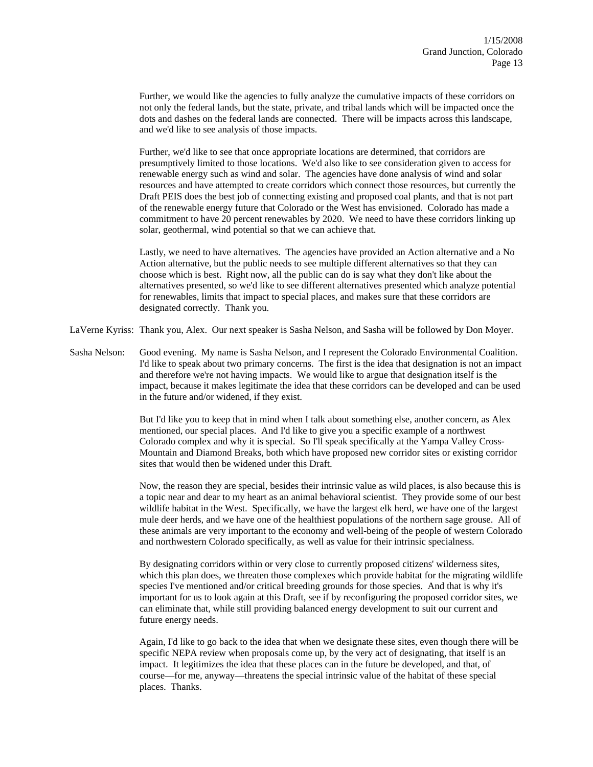Further, we would like the agencies to fully analyze the cumulative impacts of these corridors on not only the federal lands, but the state, private, and tribal lands which will be impacted once the dots and dashes on the federal lands are connected. There will be impacts across this landscape, and we'd like to see analysis of those impacts.

Further, we'd like to see that once appropriate locations are determined, that corridors are presumptively limited to those locations. We'd also like to see consideration given to access for renewable energy such as wind and solar. The agencies have done analysis of wind and solar resources and have attempted to create corridors which connect those resources, but currently the Draft PEIS does the best job of connecting existing and proposed coal plants, and that is not part of the renewable energy future that Colorado or the West has envisioned. Colorado has made a commitment to have 20 percent renewables by 2020. We need to have these corridors linking up solar, geothermal, wind potential so that we can achieve that.

Lastly, we need to have alternatives. The agencies have provided an Action alternative and a No Action alternative, but the public needs to see multiple different alternatives so that they can choose which is best. Right now, all the public can do is say what they don't like about the alternatives presented, so we'd like to see different alternatives presented which analyze potential for renewables, limits that impact to special places, and makes sure that these corridors are designated correctly. Thank you.

LaVerne Kyriss: Thank you, Alex. Our next speaker is Sasha Nelson, and Sasha will be followed by Don Moyer.

Sasha Nelson: Good evening. My name is Sasha Nelson, and I represent the Colorado Environmental Coalition. I'd like to speak about two primary concerns. The first is the idea that designation is not an impact and therefore we're not having impacts. We would like to argue that designation itself is the impact, because it makes legitimate the idea that these corridors can be developed and can be used in the future and/or widened, if they exist.

But I'd like you to keep that in mind when I talk about something else, another concern, as Alex mentioned, our special places. And I'd like to give you a specific example of a northwest Colorado complex and why it is special. So I'll speak specifically at the Yampa Valley Cross-Mountain and Diamond Breaks, both which have proposed new corridor sites or existing corridor sites that would then be widened under this Draft.

Now, the reason they are special, besides their intrinsic value as wild places, is also because this is a topic near and dear to my heart as an animal behavioral scientist. They provide some of our best wildlife habitat in the West. Specifically, we have the largest elk herd, we have one of the largest mule deer herds, and we have one of the healthiest populations of the northern sage grouse. All of these animals are very important to the economy and well-being of the people of western Colorado and northwestern Colorado specifically, as well as value for their intrinsic specialness.

By designating corridors within or very close to currently proposed citizens' wilderness sites, which this plan does, we threaten those complexes which provide habitat for the migrating wildlife species I've mentioned and/or critical breeding grounds for those species. And that is why it's important for us to look again at this Draft, see if by reconfiguring the proposed corridor sites, we can eliminate that, while still providing balanced energy development to suit our current and future energy needs.

Again, I'd like to go back to the idea that when we designate these sites, even though there will be specific NEPA review when proposals come up, by the very act of designating, that itself is an impact. It legitimizes the idea that these places can in the future be developed, and that, of course—for me, anyway—threatens the special intrinsic value of the habitat of these special places. Thanks.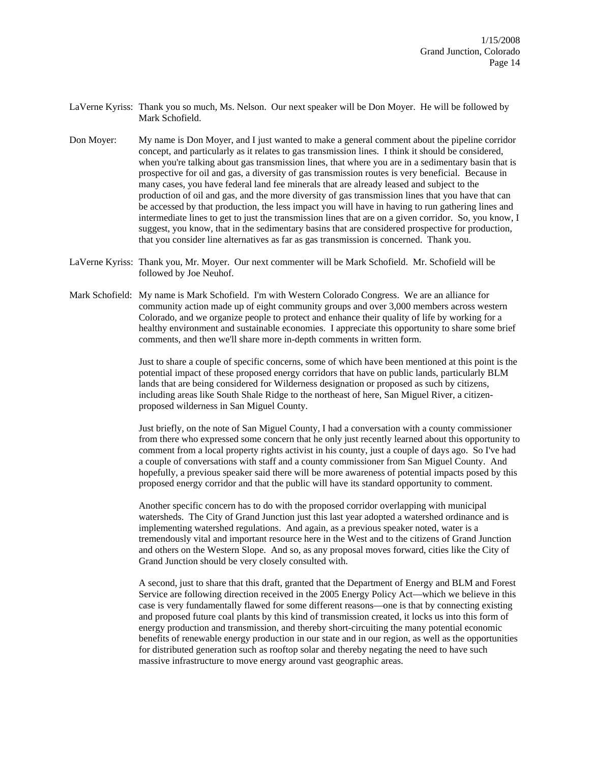LaVerne Kyriss: Thank you so much, Ms. Nelson. Our next speaker will be Don Moyer. He will be followed by Mark Schofield.

Don Moyer: My name is Don Moyer, and I just wanted to make a general comment about the pipeline corridor concept, and particularly as it relates to gas transmission lines. I think it should be considered, when you're talking about gas transmission lines, that where you are in a sedimentary basin that is prospective for oil and gas, a diversity of gas transmission routes is very beneficial. Because in many cases, you have federal land fee minerals that are already leased and subject to the production of oil and gas, and the more diversity of gas transmission lines that you have that can be accessed by that production, the less impact you will have in having to run gathering lines and intermediate lines to get to just the transmission lines that are on a given corridor. So, you know, I suggest, you know, that in the sedimentary basins that are considered prospective for production, that you consider line alternatives as far as gas transmission is concerned. Thank you.

LaVerne Kyriss: Thank you, Mr. Moyer. Our next commenter will be Mark Schofield. Mr. Schofield will be followed by Joe Neuhof.

Mark Schofield: My name is Mark Schofield. I'm with Western Colorado Congress. We are an alliance for community action made up of eight community groups and over 3,000 members across western Colorado, and we organize people to protect and enhance their quality of life by working for a healthy environment and sustainable economies. I appreciate this opportunity to share some brief comments, and then we'll share more in-depth comments in written form.

Just to share a couple of specific concerns, some of which have been mentioned at this point is the potential impact of these proposed energy corridors that have on public lands, particularly BLM lands that are being considered for Wilderness designation or proposed as such by citizens, including areas like South Shale Ridge to the northeast of here, San Miguel River, a citizen-proposed wilderness in San Miguel County.

Just briefly, on the note of San Miguel County, I had a conversation with a county commissioner from there who expressed some concern that he only just recently learned about this opportunity to comment from a local property rights activist in his county, just a couple of days ago. So I've had a couple of conversations with staff and a county commissioner from San Miguel County. And hopefully, a previous speaker said there will be more awareness of potential impacts posed by this proposed energy corridor and that the public will have its standard opportunity to comment.

Another specific concern has to do with the proposed corridor overlapping with municipal watersheds. The City of Grand Junction just this last year adopted a watershed ordinance and is implementing watershed regulations. And again, as a previous speaker noted, water is a tremendously vital and important resource here in the West and to the citizens of Grand Junction and others on the Western Slope. And so, as any proposal moves forward, cities like the City of Grand Junction should be very closely consulted with.

A second, just to share that this draft, granted that the Department of Energy and BLM and Forest Service are following direction received in the 2005 Energy Policy Act—which we believe in this case is very fundamentally flawed for some different reasons—one is that by connecting existing and proposed future coal plants by this kind of transmission created, it locks us into this form of energy production and transmission, and thereby short-circuiting the many potential economic benefits of renewable energy production in our state and in our region, as well as the opportunities for distributed generation such as rooftop solar and thereby negating the need to have such massive infrastructure to move energy around vast geographic areas.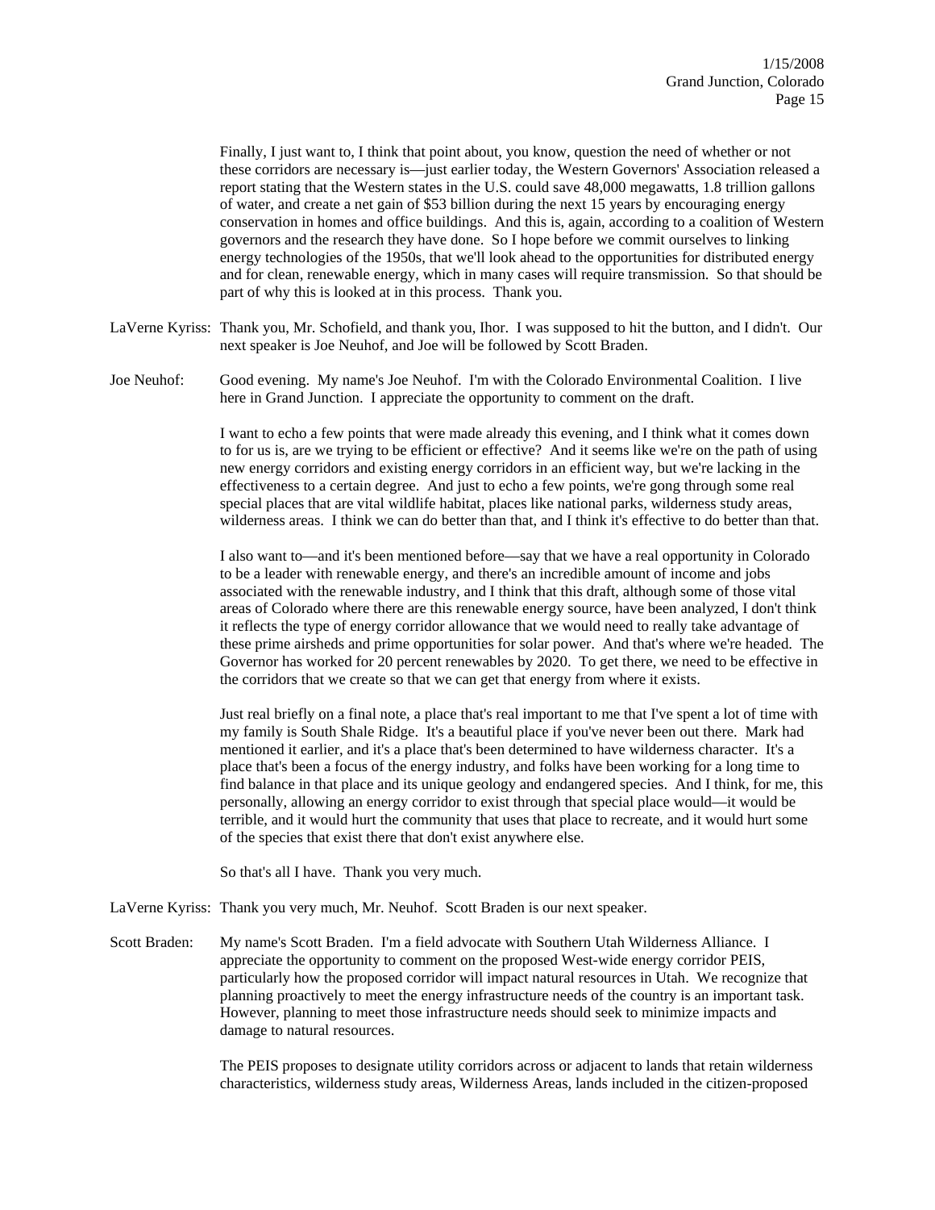Finally, I just want to, I think that point about, you know, question the need of whether or not these corridors are necessary is—just earlier today, the Western Governors' Association released a report stating that the Western states in the U.S. could save 48,000 megawatts, 1.8 trillion gallons of water, and create a net gain of $53 billion during the next 15 years by encouraging energy conservation in homes and office buildings. And this is, again, according to a coalition of Western governors and the research they have done. So I hope before we commit ourselves to linking energy technologies of the 1950s, that we'll look ahead to the opportunities for distributed energy and for clean, renewable energy, which in many cases will require transmission. So that should be part of why this is looked at in this process. Thank you.

LaVerne Kyriss: Thank you, Mr. Schofield, and thank you, Ihor. I was supposed to hit the button, and I didn't. Our next speaker is Joe Neuhof, and Joe will be followed by Scott Braden.

Joe Neuhof: Good evening. My name's Joe Neuhof. I'm with the Colorado Environmental Coalition. I live here in Grand Junction. I appreciate the opportunity to comment on the draft.

I want to echo a few points that were made already this evening, and I think what it comes down to for us is, are we trying to be efficient or effective? And it seems like we're on the path of using new energy corridors and existing energy corridors in an efficient way, but we're lacking in the effectiveness to a certain degree. And just to echo a few points, we're gong through some real special places that are vital wildlife habitat, places like national parks, wilderness study areas, wilderness areas. I think we can do better than that, and I think it's effective to do better than that.

I also want to—and it's been mentioned before—say that we have a real opportunity in Colorado to be a leader with renewable energy, and there's an incredible amount of income and jobs associated with the renewable industry, and I think that this draft, although some of those vital areas of Colorado where there are this renewable energy source, have been analyzed, I don't think it reflects the type of energy corridor allowance that we would need to really take advantage of these prime airsheds and prime opportunities for solar power. And that's where we're headed. The Governor has worked for 20 percent renewables by 2020. To get there, we need to be effective in the corridors that we create so that we can get that energy from where it exists.

Just real briefly on a final note, a place that's real important to me that I've spent a lot of time with my family is South Shale Ridge. It's a beautiful place if you've never been out there. Mark had mentioned it earlier, and it's a place that's been determined to have wilderness character. It's a place that's been a focus of the energy industry, and folks have been working for a long time to find balance in that place and its unique geology and endangered species. And I think, for me, this personally, allowing an energy corridor to exist through that special place would—it would be terrible, and it would hurt the community that uses that place to recreate, and it would hurt some of the species that exist there that don't exist anywhere else.

So that's all I have. Thank you very much.

LaVerne Kyriss: Thank you very much, Mr. Neuhof. Scott Braden is our next speaker.

Scott Braden: My name's Scott Braden. I'm a field advocate with Southern Utah Wilderness Alliance. I appreciate the opportunity to comment on the proposed West-wide energy corridor PEIS, particularly how the proposed corridor will impact natural resources in Utah. We recognize that planning proactively to meet the energy infrastructure needs of the country is an important task. However, planning to meet those infrastructure needs should seek to minimize impacts and damage to natural resources.

The PEIS proposes to designate utility corridors across or adjacent to lands that retain wilderness characteristics, wilderness study areas, Wilderness Areas, lands included in the citizen-proposed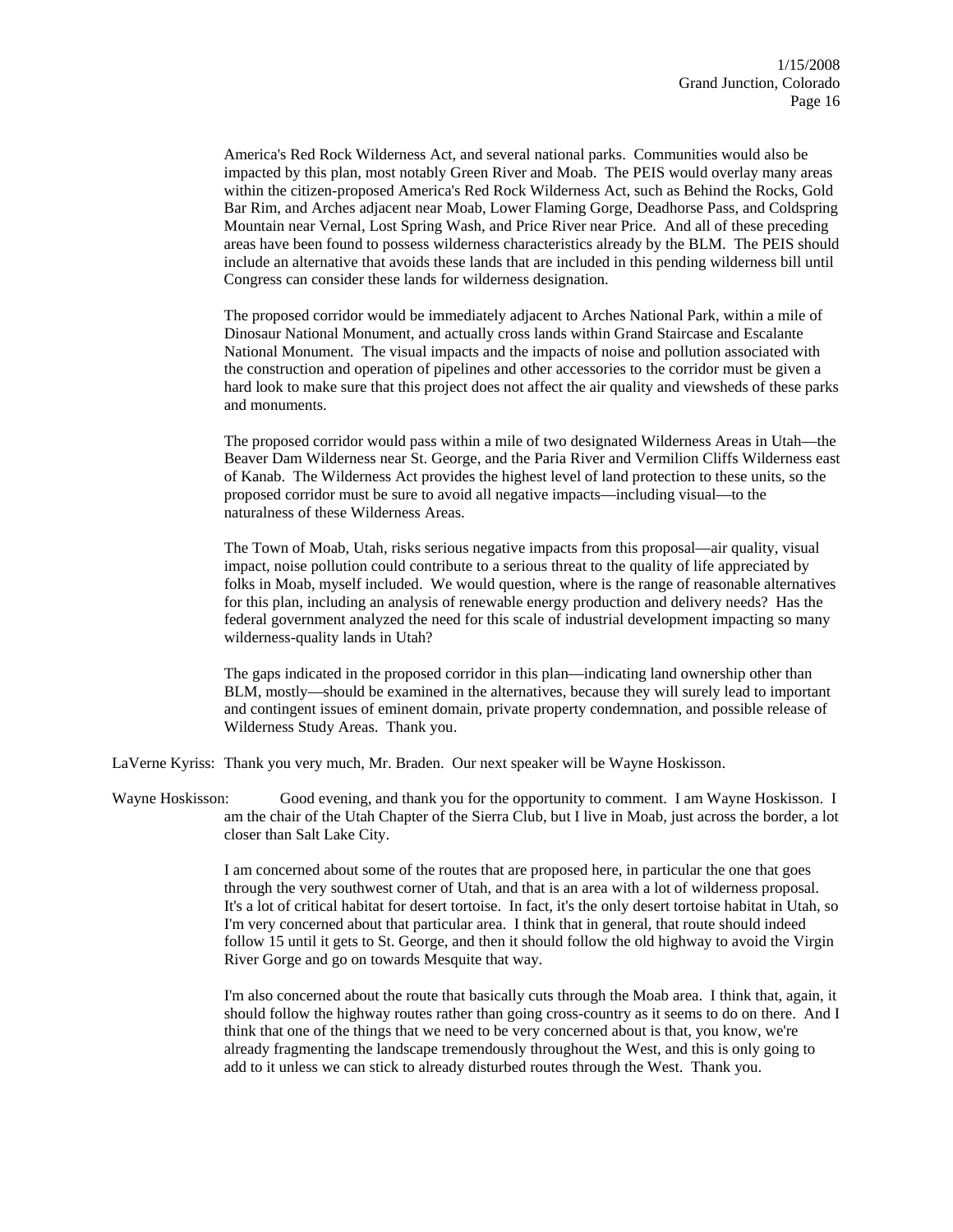America's Red Rock Wilderness Act, and several national parks. Communities would also be impacted by this plan, most notably Green River and Moab. The PEIS would overlay many areas within the citizen-proposed America's Red Rock Wilderness Act, such as Behind the Rocks, Gold Bar Rim, and Arches adjacent near Moab, Lower Flaming Gorge, Deadhorse Pass, and Coldspring Mountain near Vernal, Lost Spring Wash, and Price River near Price. And all of these preceding areas have been found to possess wilderness characteristics already by the BLM. The PEIS should include an alternative that avoids these lands that are included in this pending wilderness bill until Congress can consider these lands for wilderness designation.

The proposed corridor would be immediately adjacent to Arches National Park, within a mile of Dinosaur National Monument, and actually cross lands within Grand Staircase and Escalante National Monument. The visual impacts and the impacts of noise and pollution associated with the construction and operation of pipelines and other accessories to the corridor must be given a hard look to make sure that this project does not affect the air quality and viewsheds of these parks and monuments.

The proposed corridor would pass within a mile of two designated Wilderness Areas in Utah—the Beaver Dam Wilderness near St. George, and the Paria River and Vermilion Cliffs Wilderness east of Kanab. The Wilderness Act provides the highest level of land protection to these units, so the proposed corridor must be sure to avoid all negative impacts—including visual—to the naturalness of these Wilderness Areas.

The Town of Moab, Utah, risks serious negative impacts from this proposal—air quality, visual impact, noise pollution could contribute to a serious threat to the quality of life appreciated by folks in Moab, myself included. We would question, where is the range of reasonable alternatives for this plan, including an analysis of renewable energy production and delivery needs? Has the federal government analyzed the need for this scale of industrial development impacting so many wilderness-quality lands in Utah?

The gaps indicated in the proposed corridor in this plan—indicating land ownership other than BLM, mostly—should be examined in the alternatives, because they will surely lead to important and contingent issues of eminent domain, private property condemnation, and possible release of Wilderness Study Areas. Thank you.

LaVerne Kyriss: Thank you very much, Mr. Braden. Our next speaker will be Wayne Hoskisson.

Wayne Hoskisson: Good evening, and thank you for the opportunity to comment. I am Wayne Hoskisson. I am the chair of the Utah Chapter of the Sierra Club, but I live in Moab, just across the border, a lot closer than Salt Lake City.

I am concerned about some of the routes that are proposed here, in particular the one that goes through the very southwest corner of Utah, and that is an area with a lot of wilderness proposal. It's a lot of critical habitat for desert tortoise. In fact, it's the only desert tortoise habitat in Utah, so I'm very concerned about that particular area. I think that in general, that route should indeed follow 15 until it gets to St. George, and then it should follow the old highway to avoid the Virgin River Gorge and go on towards Mesquite that way.

I'm also concerned about the route that basically cuts through the Moab area. I think that, again, it should follow the highway routes rather than going cross-country as it seems to do on there. And I think that one of the things that we need to be very concerned about is that, you know, we're already fragmenting the landscape tremendously throughout the West, and this is only going to add to it unless we can stick to already disturbed routes through the West. Thank you.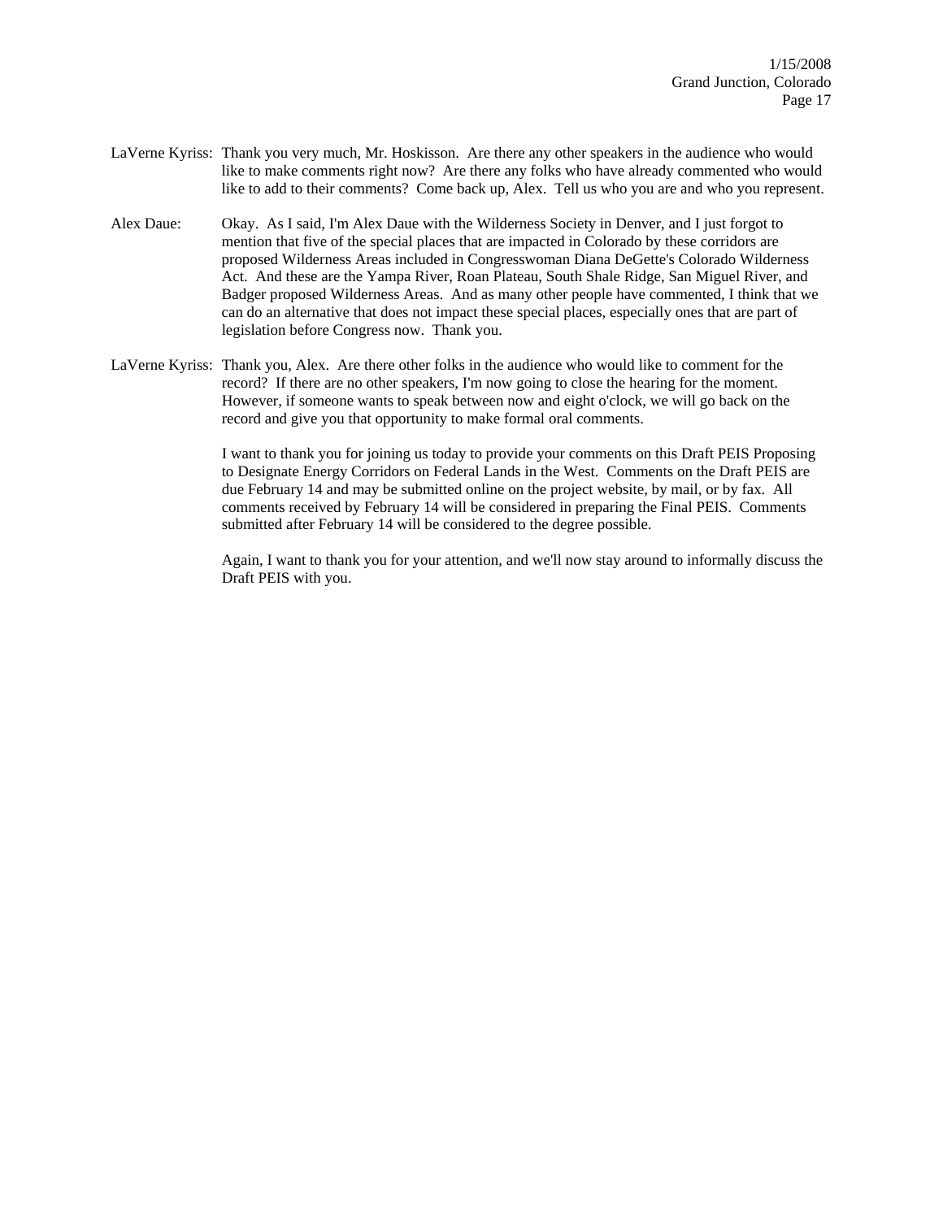LaVerne Kyriss: Thank you very much, Mr. Hoskisson. Are there any other speakers in the audience who would like to make comments right now? Are there any folks who have already commented who would like to add to their comments? Come back up, Alex. Tell us who you are and who you represent.

Alex Daue: Okay. As I said, I'm Alex Daue with the Wilderness Society in Denver, and I just forgot to mention that five of the special places that are impacted in Colorado by these corridors are proposed Wilderness Areas included in Congresswoman Diana DeGette's Colorado Wilderness Act. And these are the Yampa River, Roan Plateau, South Shale Ridge, San Miguel River, and Badger proposed Wilderness Areas. And as many other people have commented, I think that we can do an alternative that does not impact these special places, especially ones that are part of legislation before Congress now. Thank you.

LaVerne Kyriss: Thank you, Alex. Are there other folks in the audience who would like to comment for the record? If there are no other speakers, I'm now going to close the hearing for the moment. However, if someone wants to speak between now and eight o'clock, we will go back on the record and give you that opportunity to make formal oral comments.

I want to thank you for joining us today to provide your comments on this Draft PEIS Proposing to Designate Energy Corridors on Federal Lands in the West. Comments on the Draft PEIS are due February 14 and may be submitted online on the project website, by mail, or by fax. All comments received by February 14 will be considered in preparing the Final PEIS. Comments submitted after February 14 will be considered to the degree possible.

Again, I want to thank you for your attention, and we'll now stay around to informally discuss the Draft PEIS with you.